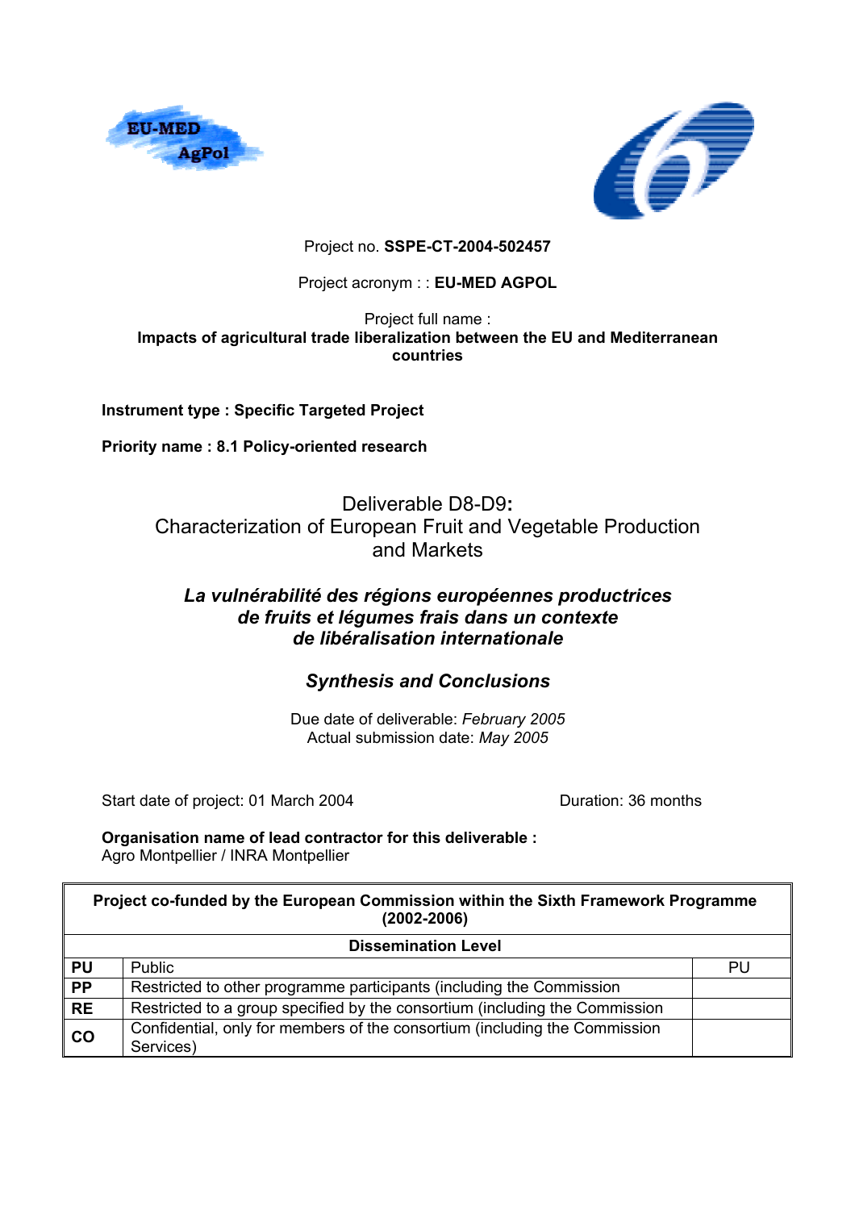Project no. **SSPE-CT-2004-502457**

Project acronym : : **EU-MED AGPOL**

Project full name :
**Impacts of agricultural trade liberalization between the EU and Mediterranean countries**

**Instrument type : Specific Targeted Project**

**Priority name : 8.1 Policy-oriented research**

# Deliverable D8-D9**:** Characterization of European Fruit and Vegetable Production and Markets

## *La vulnérabilité des régions européennes productrices de fruits et légumes frais dans un contexte de libéralisation internationale*

## *Synthesis and Conclusions*

Due date of deliverable: *February 2005*
Actual submission date: *May 2005*

Start date of project: 01 March 2004 Duration: 36 months

**Organisation name of lead contractor for this deliverable :**
Agro Montpellier / INRA Montpellier

| **Project co-funded by the European Commission within the Sixth Framework Programme (2002-2006)** | | |
|---|---|---|
| **Dissemination Level** | | |
| **PU** | Public | PU |
| **PP** | Restricted to other programme participants (including the Commission | |
| **RE** | Restricted to a group specified by the consortium (including the Commission | |
| **CO** | Confidential, only for members of the consortium (including the Commission Services) | |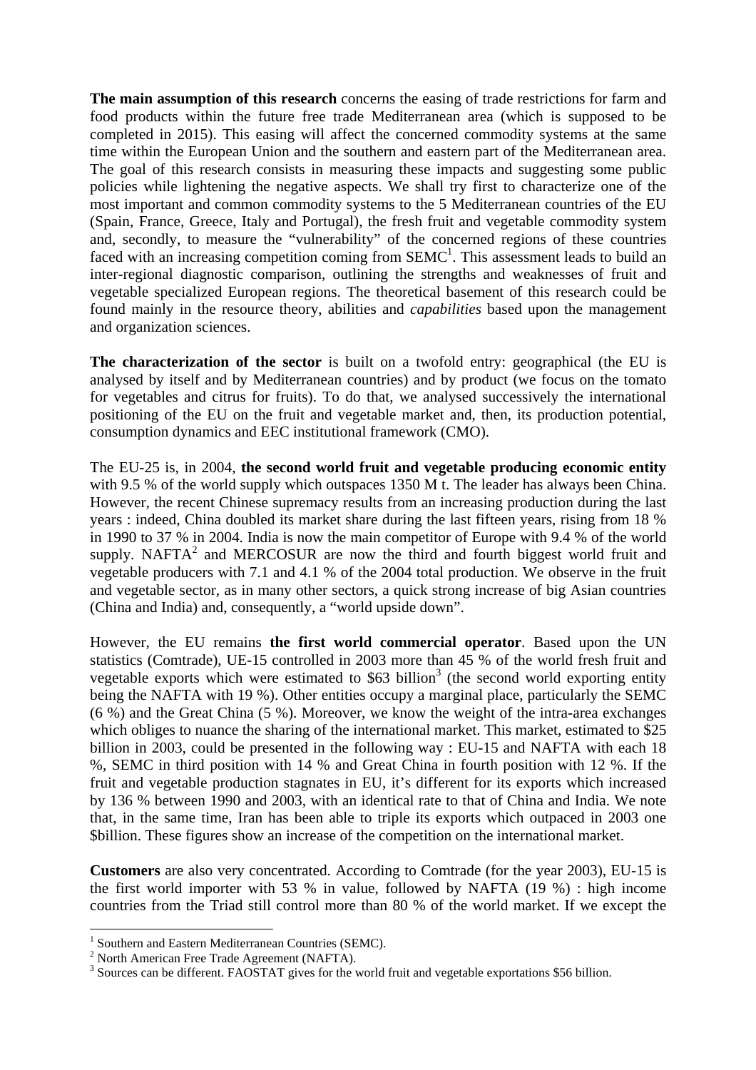**The main assumption of this research** concerns the easing of trade restrictions for farm and food products within the future free trade Mediterranean area (which is supposed to be completed in 2015). This easing will affect the concerned commodity systems at the same time within the European Union and the southern and eastern part of the Mediterranean area. The goal of this research consists in measuring these impacts and suggesting some public policies while lightening the negative aspects. We shall try first to characterize one of the most important and common commodity systems to the 5 Mediterranean countries of the EU (Spain, France, Greece, Italy and Portugal), the fresh fruit and vegetable commodity system and, secondly, to measure the "vulnerability" of the concerned regions of these countries faced with an increasing competition coming from SEMC[1]. This assessment leads to build an inter-regional diagnostic comparison, outlining the strengths and weaknesses of fruit and vegetable specialized European regions. The theoretical basement of this research could be found mainly in the resource theory, abilities and *capabilities* based upon the management and organization sciences.

**The characterization of the sector** is built on a twofold entry: geographical (the EU is analysed by itself and by Mediterranean countries) and by product (we focus on the tomato for vegetables and citrus for fruits). To do that, we analysed successively the international positioning of the EU on the fruit and vegetable market and, then, its production potential, consumption dynamics and EEC institutional framework (CMO).

The EU-25 is, in 2004, **the second world fruit and vegetable producing economic entity** with 9.5 % of the world supply which outspaces 1350 M t. The leader has always been China. However, the recent Chinese supremacy results from an increasing production during the last years : indeed, China doubled its market share during the last fifteen years, rising from 18 % in 1990 to 37 % in 2004. India is now the main competitor of Europe with 9.4 % of the world supply. NAFTA[2] and MERCOSUR are now the third and fourth biggest world fruit and vegetable producers with 7.1 and 4.1 % of the 2004 total production. We observe in the fruit and vegetable sector, as in many other sectors, a quick strong increase of big Asian countries (China and India) and, consequently, a "world upside down".

However, the EU remains **the first world commercial operator**. Based upon the UN statistics (Comtrade), UE-15 controlled in 2003 more than 45 % of the world fresh fruit and vegetable exports which were estimated to $63 billion[3] (the second world exporting entity being the NAFTA with 19 %). Other entities occupy a marginal place, particularly the SEMC (6 %) and the Great China (5 %). Moreover, we know the weight of the intra-area exchanges which obliges to nuance the sharing of the international market. This market, estimated to $25 billion in 2003, could be presented in the following way : EU-15 and NAFTA with each 18 %, SEMC in third position with 14 % and Great China in fourth position with 12 %. If the fruit and vegetable production stagnates in EU, it's different for its exports which increased by 136 % between 1990 and 2003, with an identical rate to that of China and India. We note that, in the same time, Iran has been able to triple its exports which outpaced in 2003 one $billion. These figures show an increase of the competition on the international market.

**Customers** are also very concentrated. According to Comtrade (for the year 2003), EU-15 is the first world importer with 53 % in value, followed by NAFTA (19 %) : high income countries from the Triad still control more than 80 % of the world market. If we except the

---

[1] Southern and Eastern Mediterranean Countries (SEMC).

[2] North American Free Trade Agreement (NAFTA).

[3] Sources can be different. FAOSTAT gives for the world fruit and vegetable exportations $56 billion.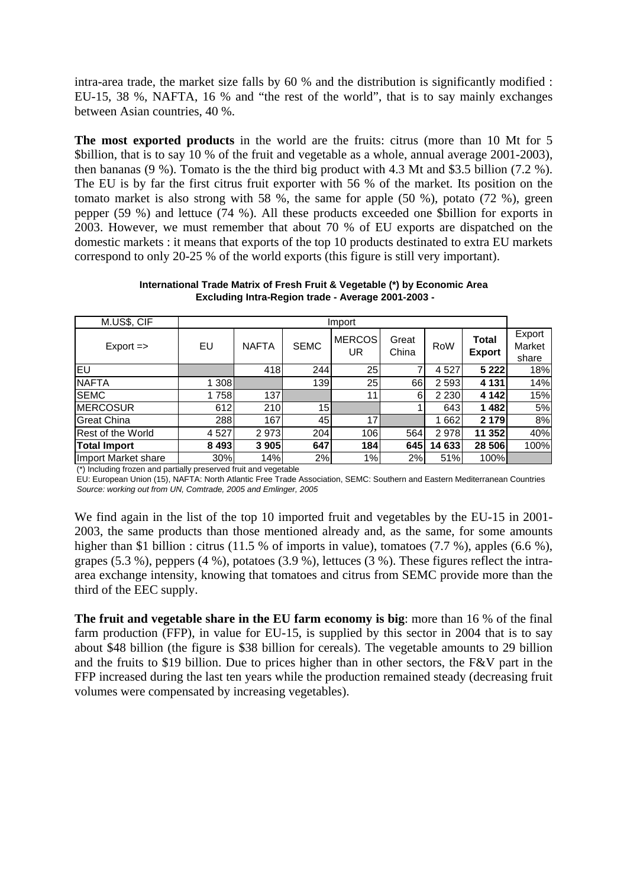intra-area trade, the market size falls by 60 % and the distribution is significantly modified : EU-15, 38 %, NAFTA, 16 % and "the rest of the world", that is to say mainly exchanges between Asian countries, 40 %.

**The most exported products** in the world are the fruits: citrus (more than 10 Mt for 5 $billion, that is to say 10 % of the fruit and vegetable as a whole, annual average 2001-2003), then bananas (9 %). Tomato is the the third big product with 4.3 Mt and $3.5 billion (7.2 %). The EU is by far the first citrus fruit exporter with 56 % of the market. Its position on the tomato market is also strong with 58 %, the same for apple (50 %), potato (72 %), green pepper (59 %) and lettuce (74 %). All these products exceeded one $billion for exports in 2003. However, we must remember that about 70 % of EU exports are dispatched on the domestic markets : it means that exports of the top 10 products destinated to extra EU markets correspond to only 20-25 % of the world exports (this figure is still very important).

**International Trade Matrix of Fresh Fruit & Vegetable (*) by Economic Area Excluding Intra-Region trade - Average 2001-2003 -**

| M.US$, CIF | Import | | | | | | | |
|---|---|---|---|---|---|---|---|---|
| Export => | EU | NAFTA | SEMC | MERCOSUR | Great China | RoW | **Total Export** | Export Market share |
| EU | | 418 | 244 | 25 | 7 | 4 527 | **5 222** | 18% |
| NAFTA | 1 308 | | 139 | 25 | 66 | 2 593 | **4 131** | 14% |
| SEMC | 1 758 | 137 | | 11 | 6 | 2 230 | **4 142** | 15% |
| MERCOSUR | 612 | 210 | 15 | | 1 | 643 | **1 482** | 5% |
| Great China | 288 | 167 | 45 | 17 | | 1 662 | **2 179** | 8% |
| Rest of the World | 4 527 | 2 973 | 204 | 106 | 564 | 2 978 | **11 352** | 40% |
| **Total Import** | **8 493** | **3 905** | **647** | **184** | **645** | **14 633** | **28 506** | 100% |
| Import Market share | 30% | 14% | 2% | 1% | 2% | 51% | 100% | |

(*) Including frozen and partially preserved fruit and vegetable

EU: European Union (15), NAFTA: North Atlantic Free Trade Association, SEMC: Southern and Eastern Mediterranean Countries

*Source: working out from UN, Comtrade, 2005 and Emlinger, 2005*

We find again in the list of the top 10 imported fruit and vegetables by the EU-15 in 2001-2003, the same products than those mentioned already and, as the same, for some amounts higher than $1 billion : citrus (11.5 % of imports in value), tomatoes (7.7 %), apples (6.6 %), grapes (5.3 %), peppers (4 %), potatoes (3.9 %), lettuces (3 %). These figures reflect the intra-area exchange intensity, knowing that tomatoes and citrus from SEMC provide more than the third of the EEC supply.

**The fruit and vegetable share in the EU farm economy is big**: more than 16 % of the final farm production (FFP), in value for EU-15, is supplied by this sector in 2004 that is to say about $48 billion (the figure is $38 billion for cereals). The vegetable amounts to 29 billion and the fruits to $19 billion. Due to prices higher than in other sectors, the F&V part in the FFP increased during the last ten years while the production remained steady (decreasing fruit volumes were compensated by increasing vegetables).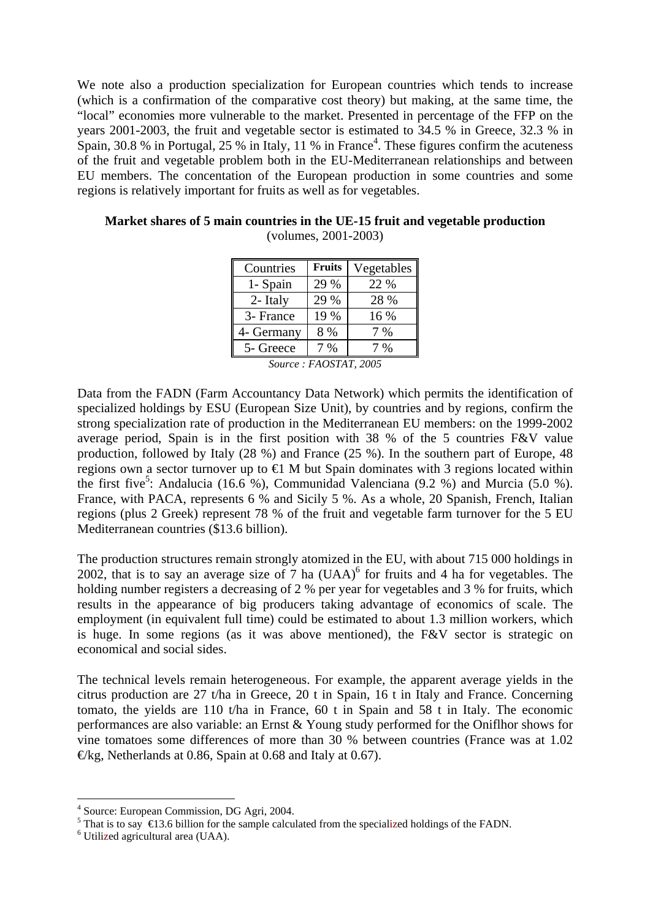We note also a production specialization for European countries which tends to increase (which is a confirmation of the comparative cost theory) but making, at the same time, the "local" economies more vulnerable to the market. Presented in percentage of the FFP on the years 2001-2003, the fruit and vegetable sector is estimated to 34.5 % in Greece, 32.3 % in Spain, 30.8 % in Portugal, 25 % in Italy, 11 % in France[4]. These figures confirm the acuteness of the fruit and vegetable problem both in the EU-Mediterranean relationships and between EU members. The concentation of the European production in some countries and some regions is relatively important for fruits as well as for vegetables.

**Market shares of 5 main countries in the UE-15 fruit and vegetable production**
(volumes, 2001-2003)

| Countries | Fruits | Vegetables |
|---|---|---|
| 1- Spain | 29 % | 22 % |
| 2- Italy | 29 % | 28 % |
| 3- France | 19 % | 16 % |
| 4- Germany | 8 % | 7 % |
| 5- Greece | 7 % | 7 % |

*Source : FAOSTAT, 2005*

Data from the FADN (Farm Accountancy Data Network) which permits the identification of specialized holdings by ESU (European Size Unit), by countries and by regions, confirm the strong specialization rate of production in the Mediterranean EU members: on the 1999-2002 average period, Spain is in the first position with 38 % of the 5 countries F&V value production, followed by Italy (28 %) and France (25 %). In the southern part of Europe, 48 regions own a sector turnover up to €1 M but Spain dominates with 3 regions located within the first five[5]: Andalucia (16.6 %), Communidad Valenciana (9.2 %) and Murcia (5.0 %). France, with PACA, represents 6 % and Sicily 5 %. As a whole, 20 Spanish, French, Italian regions (plus 2 Greek) represent 78 % of the fruit and vegetable farm turnover for the 5 EU Mediterranean countries ($13.6 billion).

The production structures remain strongly atomized in the EU, with about 715 000 holdings in 2002, that is to say an average size of 7 ha (UAA)[6] for fruits and 4 ha for vegetables. The holding number registers a decreasing of 2 % per year for vegetables and 3 % for fruits, which results in the appearance of big producers taking advantage of economics of scale. The employment (in equivalent full time) could be estimated to about 1.3 million workers, which is huge. In some regions (as it was above mentioned), the F&V sector is strategic on economical and social sides.

The technical levels remain heterogeneous. For example, the apparent average yields in the citrus production are 27 t/ha in Greece, 20 t in Spain, 16 t in Italy and France. Concerning tomato, the yields are 110 t/ha in France, 60 t in Spain and 58 t in Italy. The economic performances are also variable: an Ernst & Young study performed for the Oniflhor shows for vine tomatoes some differences of more than 30 % between countries (France was at 1.02 €/kg, Netherlands at 0.86, Spain at 0.68 and Italy at 0.67).

---

[4] Source: European Commission, DG Agri, 2004.

[5] That is to say €13.6 billion for the sample calculated from the specialized holdings of the FADN.

[6] Utilized agricultural area (UAA).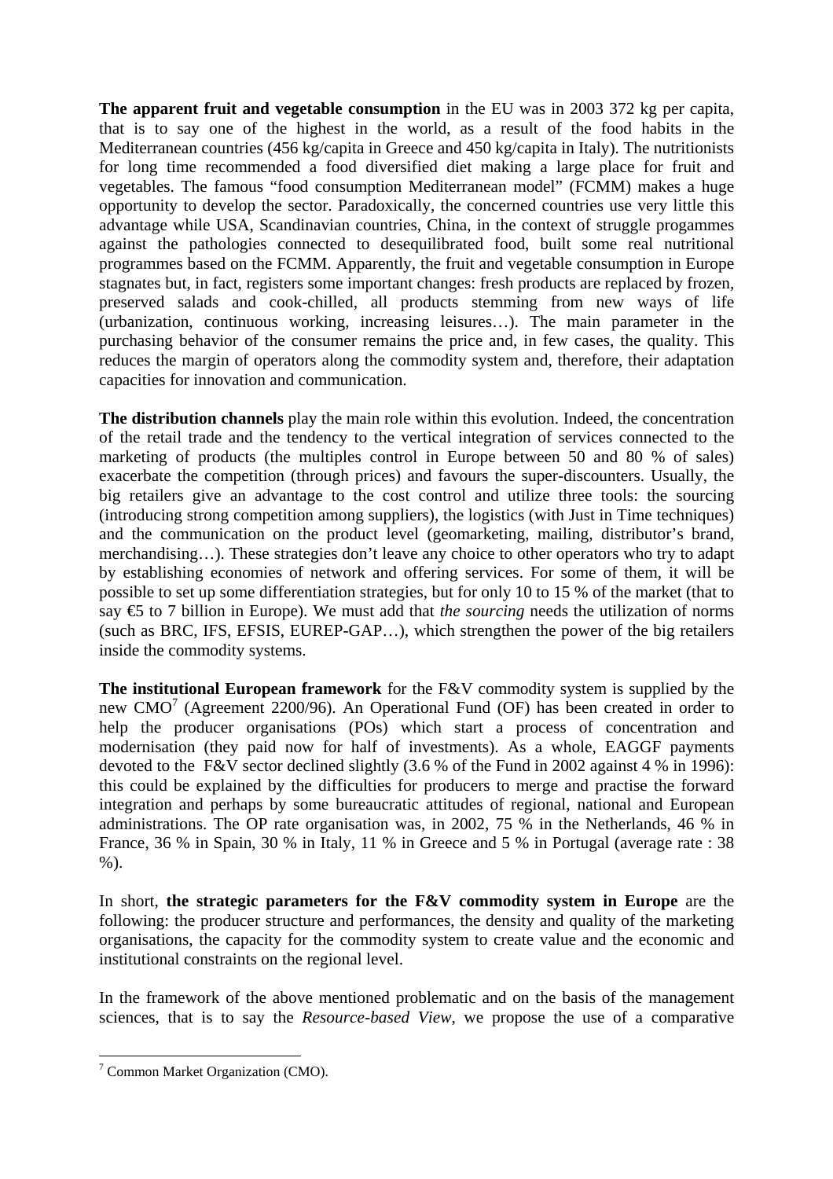**The apparent fruit and vegetable consumption** in the EU was in 2003 372 kg per capita, that is to say one of the highest in the world, as a result of the food habits in the Mediterranean countries (456 kg/capita in Greece and 450 kg/capita in Italy). The nutritionists for long time recommended a food diversified diet making a large place for fruit and vegetables. The famous "food consumption Mediterranean model" (FCMM) makes a huge opportunity to develop the sector. Paradoxically, the concerned countries use very little this advantage while USA, Scandinavian countries, China, in the context of struggle progammes against the pathologies connected to desequilibrated food, built some real nutritional programmes based on the FCMM. Apparently, the fruit and vegetable consumption in Europe stagnates but, in fact, registers some important changes: fresh products are replaced by frozen, preserved salads and cook-chilled, all products stemming from new ways of life (urbanization, continuous working, increasing leisures…). The main parameter in the purchasing behavior of the consumer remains the price and, in few cases, the quality. This reduces the margin of operators along the commodity system and, therefore, their adaptation capacities for innovation and communication.

**The distribution channels** play the main role within this evolution. Indeed, the concentration of the retail trade and the tendency to the vertical integration of services connected to the marketing of products (the multiples control in Europe between 50 and 80 % of sales) exacerbate the competition (through prices) and favours the super-discounters. Usually, the big retailers give an advantage to the cost control and utilize three tools: the sourcing (introducing strong competition among suppliers), the logistics (with Just in Time techniques) and the communication on the product level (geomarketing, mailing, distributor's brand, merchandising…). These strategies don't leave any choice to other operators who try to adapt by establishing economies of network and offering services. For some of them, it will be possible to set up some differentiation strategies, but for only 10 to 15 % of the market (that to say €5 to 7 billion in Europe). We must add that *the sourcing* needs the utilization of norms (such as BRC, IFS, EFSIS, EUREP-GAP…), which strengthen the power of the big retailers inside the commodity systems.

**The institutional European framework** for the F&V commodity system is supplied by the new CMO[7] (Agreement 2200/96). An Operational Fund (OF) has been created in order to help the producer organisations (POs) which start a process of concentration and modernisation (they paid now for half of investments). As a whole, EAGGF payments devoted to the F&V sector declined slightly (3.6 % of the Fund in 2002 against 4 % in 1996): this could be explained by the difficulties for producers to merge and practise the forward integration and perhaps by some bureaucratic attitudes of regional, national and European administrations. The OP rate organisation was, in 2002, 75 % in the Netherlands, 46 % in France, 36 % in Spain, 30 % in Italy, 11 % in Greece and 5 % in Portugal (average rate : 38 %).

In short, **the strategic parameters for the F&V commodity system in Europe** are the following: the producer structure and performances, the density and quality of the marketing organisations, the capacity for the commodity system to create value and the economic and institutional constraints on the regional level.

In the framework of the above mentioned problematic and on the basis of the management sciences, that is to say the *Resource-based View*, we propose the use of a comparative

[7] Common Market Organization (CMO).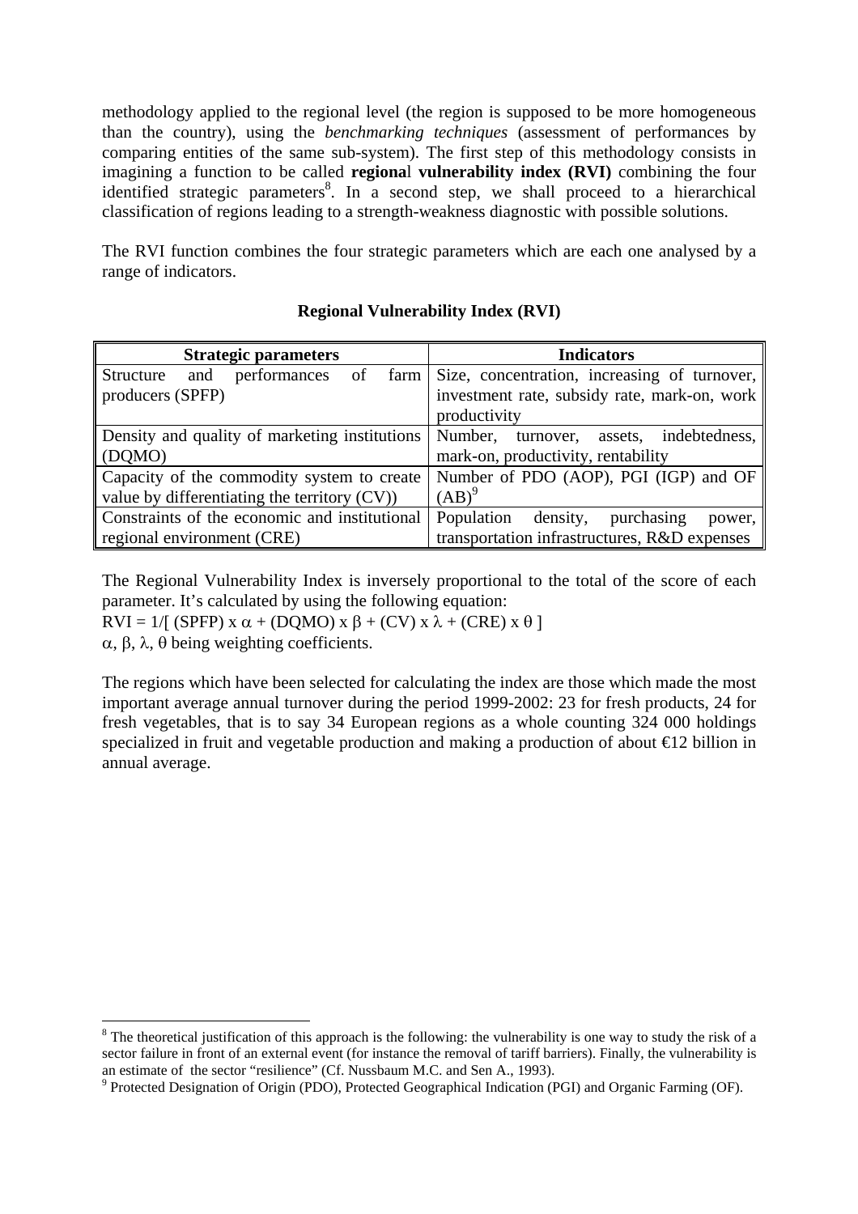methodology applied to the regional level (the region is supposed to be more homogeneous than the country), using the *benchmarking techniques* (assessment of performances by comparing entities of the same sub-system). The first step of this methodology consists in imagining a function to be called **regiona**l **vulnerability index (RVI)** combining the four identified strategic parameters[8]. In a second step, we shall proceed to a hierarchical classification of regions leading to a strength-weakness diagnostic with possible solutions.

The RVI function combines the four strategic parameters which are each one analysed by a range of indicators.

**Regional Vulnerability Index (RVI)**

| Strategic parameters | Indicators |
|---|---|
| Structure and performances of farm producers (SPFP) | Size, concentration, increasing of turnover, investment rate, subsidy rate, mark-on, work productivity |
| Density and quality of marketing institutions (DQMO) | Number, turnover, assets, indebtedness, mark-on, productivity, rentability |
| Capacity of the commodity system to create value by differentiating the territory (CV)) | Number of PDO (AOP), PGI (IGP) and OF (AB)[9] |
| Constraints of the economic and institutional regional environment (CRE) | Population density, purchasing power, transportation infrastructures, R&D expenses |

The Regional Vulnerability Index is inversely proportional to the total of the score of each parameter. It's calculated by using the following equation:

$RVI = 1/[\,(SPFP) \times \alpha + (DQMO) \times \beta + (CV) \times \lambda + (CRE) \times \theta\,]$

$\alpha$, $\beta$, $\lambda$, $\theta$ being weighting coefficients.

The regions which have been selected for calculating the index are those which made the most important average annual turnover during the period 1999-2002: 23 for fresh products, 24 for fresh vegetables, that is to say 34 European regions as a whole counting 324 000 holdings specialized in fruit and vegetable production and making a production of about €12 billion in annual average.

---

[8] The theoretical justification of this approach is the following: the vulnerability is one way to study the risk of a sector failure in front of an external event (for instance the removal of tariff barriers). Finally, the vulnerability is an estimate of the sector "resilience" (Cf. Nussbaum M.C. and Sen A., 1993).

[9] Protected Designation of Origin (PDO), Protected Geographical Indication (PGI) and Organic Farming (OF).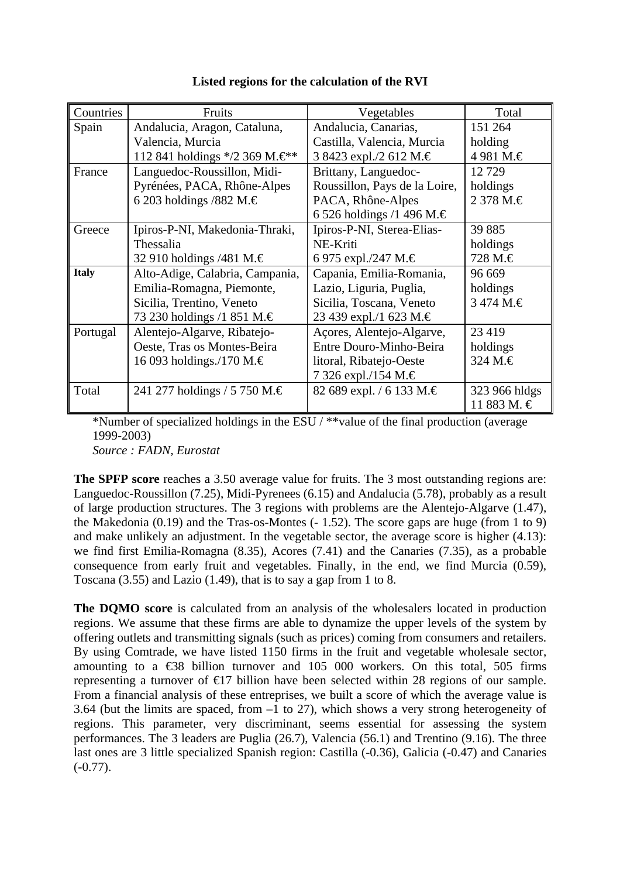**Listed regions for the calculation of the RVI**

| Countries | Fruits | Vegetables | Total |
|---|---|---|---|
| Spain | Andalucia, Aragon, Cataluna, Valencia, Murcia 112 841 holdings */2 369 M.€** | Andalucia, Canarias, Castilla, Valencia, Murcia 3 8423 expl./2 612 M.€ | 151 264 holding 4 981 M.€ |
| France | Languedoc-Roussillon, Midi-Pyrénées, PACA, Rhône-Alpes 6 203 holdings /882 M.€ | Brittany, Languedoc-Roussillon, Pays de la Loire, PACA, Rhône-Alpes 6 526 holdings /1 496 M.€ | 12 729 holdings 2 378 M.€ |
| Greece | Ipiros-P-NI, Makedonia-Thraki, Thessalia 32 910 holdings /481 M.€ | Ipiros-P-NI, Sterea-Elias-NE-Kriti 6 975 expl./247 M.€ | 39 885 holdings 728 M.€ |
| **Italy** | Alto-Adige, Calabria, Campania, Emilia-Romagna, Piemonte, Sicilia, Trentino, Veneto 73 230 holdings /1 851 M.€ | Capania, Emilia-Romania, Lazio, Liguria, Puglia, Sicilia, Toscana, Veneto 23 439 expl./1 623 M.€ | 96 669 holdings 3 474 M.€ |
| Portugal | Alentejo-Algarve, Ribatejo-Oeste, Tras os Montes-Beira 16 093 holdings./170 M.€ | Açores, Alentejo-Algarve, Entre Douro-Minho-Beira litoral, Ribatejo-Oeste 7 326 expl./154 M.€ | 23 419 holdings 324 M.€ |
| Total | 241 277 holdings / 5 750 M.€ | 82 689 expl. / 6 133 M.€ | 323 966 hldgs 11 883 M. € |

*Number of specialized holdings in the ESU / **value of the final production (average 1999-2003)

*Source : FADN, Eurostat*

**The SPFP score** reaches a 3.50 average value for fruits. The 3 most outstanding regions are: Languedoc-Roussillon (7.25), Midi-Pyrenees (6.15) and Andalucia (5.78), probably as a result of large production structures. The 3 regions with problems are the Alentejo-Algarve (1.47), the Makedonia (0.19) and the Tras-os-Montes (- 1.52). The score gaps are huge (from 1 to 9) and make unlikely an adjustment. In the vegetable sector, the average score is higher (4.13): we find first Emilia-Romagna (8.35), Acores (7.41) and the Canaries (7.35), as a probable consequence from early fruit and vegetables. Finally, in the end, we find Murcia (0.59), Toscana (3.55) and Lazio (1.49), that is to say a gap from 1 to 8.

**The DQMO score** is calculated from an analysis of the wholesalers located in production regions. We assume that these firms are able to dynamize the upper levels of the system by offering outlets and transmitting signals (such as prices) coming from consumers and retailers. By using Comtrade, we have listed 1150 firms in the fruit and vegetable wholesale sector, amounting to a €38 billion turnover and 105 000 workers. On this total, 505 firms representing a turnover of €17 billion have been selected within 28 regions of our sample. From a financial analysis of these entreprises, we built a score of which the average value is 3.64 (but the limits are spaced, from –1 to 27), which shows a very strong heterogeneity of regions. This parameter, very discriminant, seems essential for assessing the system performances. The 3 leaders are Puglia (26.7), Valencia (56.1) and Trentino (9.16). The three last ones are 3 little specialized Spanish region: Castilla (-0.36), Galicia (-0.47) and Canaries (-0.77).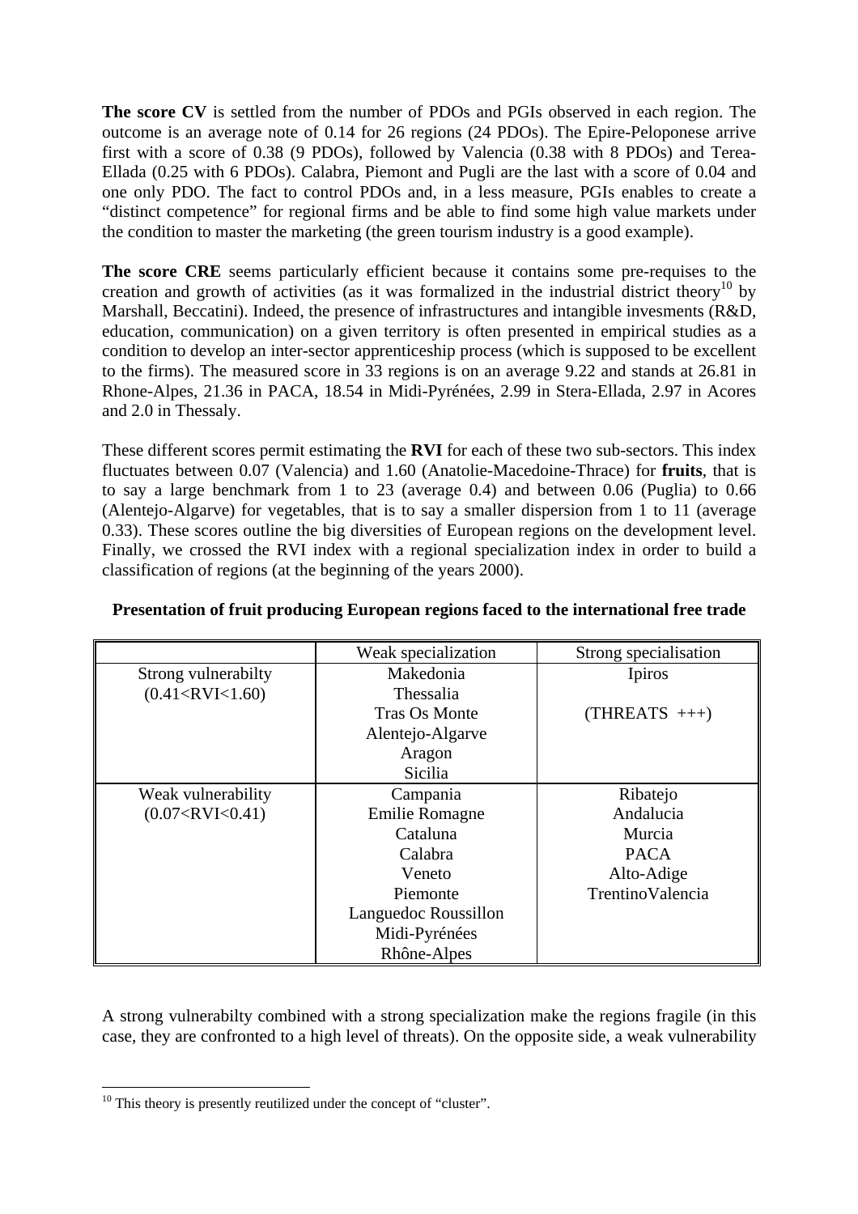**The score CV** is settled from the number of PDOs and PGIs observed in each region. The outcome is an average note of 0.14 for 26 regions (24 PDOs). The Epire-Peloponese arrive first with a score of 0.38 (9 PDOs), followed by Valencia (0.38 with 8 PDOs) and Terea-Ellada (0.25 with 6 PDOs). Calabra, Piemont and Pugli are the last with a score of 0.04 and one only PDO. The fact to control PDOs and, in a less measure, PGIs enables to create a "distinct competence" for regional firms and be able to find some high value markets under the condition to master the marketing (the green tourism industry is a good example).

**The score CRE** seems particularly efficient because it contains some pre-requises to the creation and growth of activities (as it was formalized in the industrial district theory[10] by Marshall, Beccatini). Indeed, the presence of infrastructures and intangible invesments (R&D, education, communication) on a given territory is often presented in empirical studies as a condition to develop an inter-sector apprenticeship process (which is supposed to be excellent to the firms). The measured score in 33 regions is on an average 9.22 and stands at 26.81 in Rhone-Alpes, 21.36 in PACA, 18.54 in Midi-Pyrénées, 2.99 in Stera-Ellada, 2.97 in Acores and 2.0 in Thessaly.

These different scores permit estimating the **RVI** for each of these two sub-sectors. This index fluctuates between 0.07 (Valencia) and 1.60 (Anatolie-Macedoine-Thrace) for **fruits**, that is to say a large benchmark from 1 to 23 (average 0.4) and between 0.06 (Puglia) to 0.66 (Alentejo-Algarve) for vegetables, that is to say a smaller dispersion from 1 to 11 (average 0.33). These scores outline the big diversities of European regions on the development level. Finally, we crossed the RVI index with a regional specialization index in order to build a classification of regions (at the beginning of the years 2000).

**Presentation of fruit producing European regions faced to the international free trade**

| | Weak specialization | Strong specialisation |
|---|---|---|
| Strong vulnerabilty (0.41<RVI<1.60) | Makedonia<br>Thessalia<br>Tras Os Monte<br>Alentejo-Algarve<br>Aragon<br>Sicilia | Ipiros<br><br>(THREATS +++) |
| Weak vulnerability (0.07<RVI<0.41) | Campania<br>Emilie Romagne<br>Cataluna<br>Calabra<br>Veneto<br>Piemonte<br>Languedoc Roussillon<br>Midi-Pyrénées<br>Rhône-Alpes | Ribatejo<br>Andalucia<br>Murcia<br>PACA<br>Alto-Adige<br>TrentinoValencia |

A strong vulnerabilty combined with a strong specialization make the regions fragile (in this case, they are confronted to a high level of threats). On the opposite side, a weak vulnerability

[10] This theory is presently reutilized under the concept of "cluster".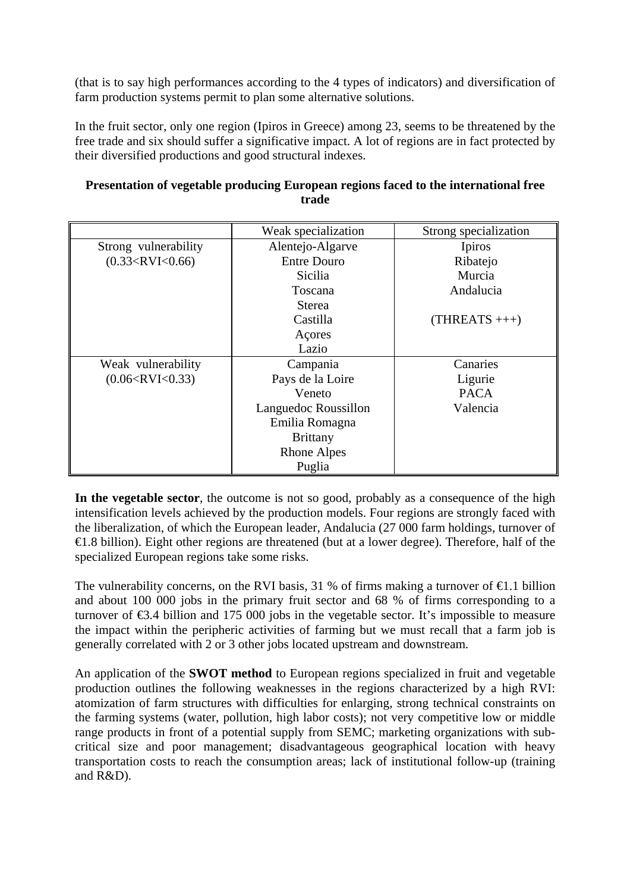(that is to say high performances according to the 4 types of indicators) and diversification of farm production systems permit to plan some alternative solutions.

In the fruit sector, only one region (Ipiros in Greece) among 23, seems to be threatened by the free trade and six should suffer a significative impact. A lot of regions are in fact protected by their diversified productions and good structural indexes.

**Presentation of vegetable producing European regions faced to the international free trade**

| | Weak specialization | Strong specialization |
|---|---|---|
| Strong vulnerability (0.33<RVI<0.66) | Alentejo-Algarve<br>Entre Douro<br>Sicilia<br>Toscana<br>Sterea<br>Castilla<br>Açores<br>Lazio | Ipiros<br>Ribatejo<br>Murcia<br>Andalucia<br><br>(THREATS +++) |
| Weak vulnerability (0.06<RVI<0.33) | Campania<br>Pays de la Loire<br>Veneto<br>Languedoc Roussillon<br>Emilia Romagna<br>Brittany<br>Rhone Alpes<br>Puglia | Canaries<br>Ligurie<br>PACA<br>Valencia |

**In the vegetable sector**, the outcome is not so good, probably as a consequence of the high intensification levels achieved by the production models. Four regions are strongly faced with the liberalization, of which the European leader, Andalucia (27 000 farm holdings, turnover of €1.8 billion). Eight other regions are threatened (but at a lower degree). Therefore, half of the specialized European regions take some risks.

The vulnerability concerns, on the RVI basis, 31 % of firms making a turnover of €1.1 billion and about 100 000 jobs in the primary fruit sector and 68 % of firms corresponding to a turnover of €3.4 billion and 175 000 jobs in the vegetable sector. It's impossible to measure the impact within the peripheric activities of farming but we must recall that a farm job is generally correlated with 2 or 3 other jobs located upstream and downstream.

An application of the **SWOT method** to European regions specialized in fruit and vegetable production outlines the following weaknesses in the regions characterized by a high RVI: atomization of farm structures with difficulties for enlarging, strong technical constraints on the farming systems (water, pollution, high labor costs); not very competitive low or middle range products in front of a potential supply from SEMC; marketing organizations with sub-critical size and poor management; disadvantageous geographical location with heavy transportation costs to reach the consumption areas; lack of institutional follow-up (training and R&D).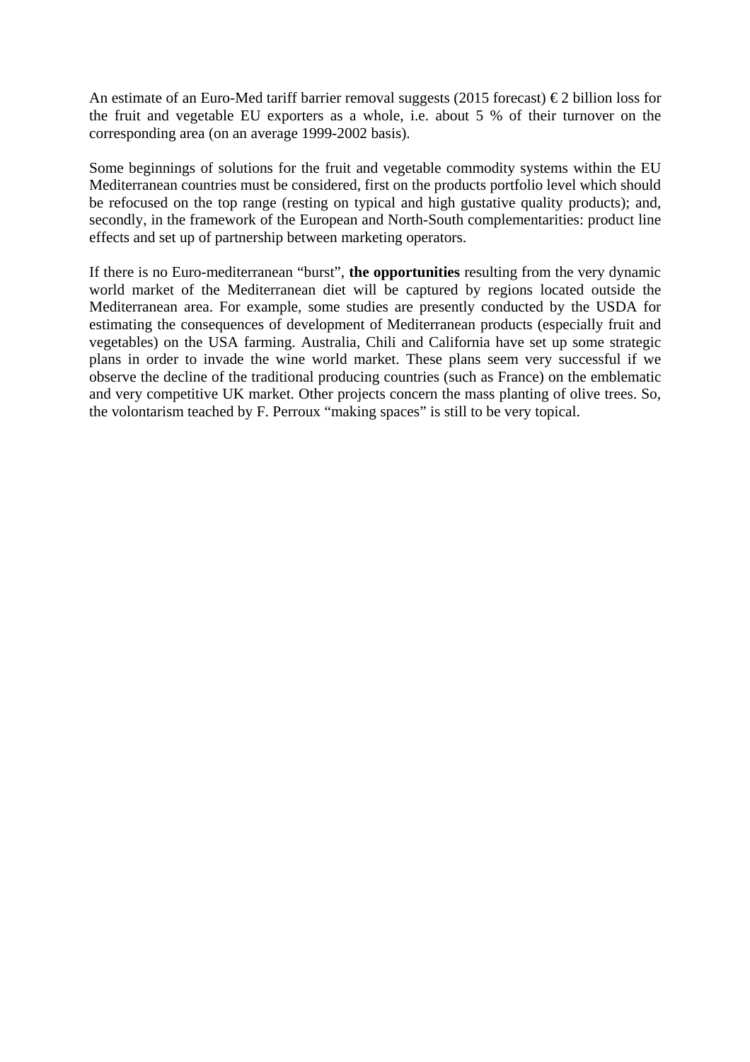An estimate of an Euro-Med tariff barrier removal suggests (2015 forecast) € 2 billion loss for the fruit and vegetable EU exporters as a whole, i.e. about 5 % of their turnover on the corresponding area (on an average 1999-2002 basis).

Some beginnings of solutions for the fruit and vegetable commodity systems within the EU Mediterranean countries must be considered, first on the products portfolio level which should be refocused on the top range (resting on typical and high gustative quality products); and, secondly, in the framework of the European and North-South complementarities: product line effects and set up of partnership between marketing operators.

If there is no Euro-mediterranean "burst", **the opportunities** resulting from the very dynamic world market of the Mediterranean diet will be captured by regions located outside the Mediterranean area. For example, some studies are presently conducted by the USDA for estimating the consequences of development of Mediterranean products (especially fruit and vegetables) on the USA farming. Australia, Chili and California have set up some strategic plans in order to invade the wine world market. These plans seem very successful if we observe the decline of the traditional producing countries (such as France) on the emblematic and very competitive UK market. Other projects concern the mass planting of olive trees. So, the volontarism teached by F. Perroux "making spaces" is still to be very topical.